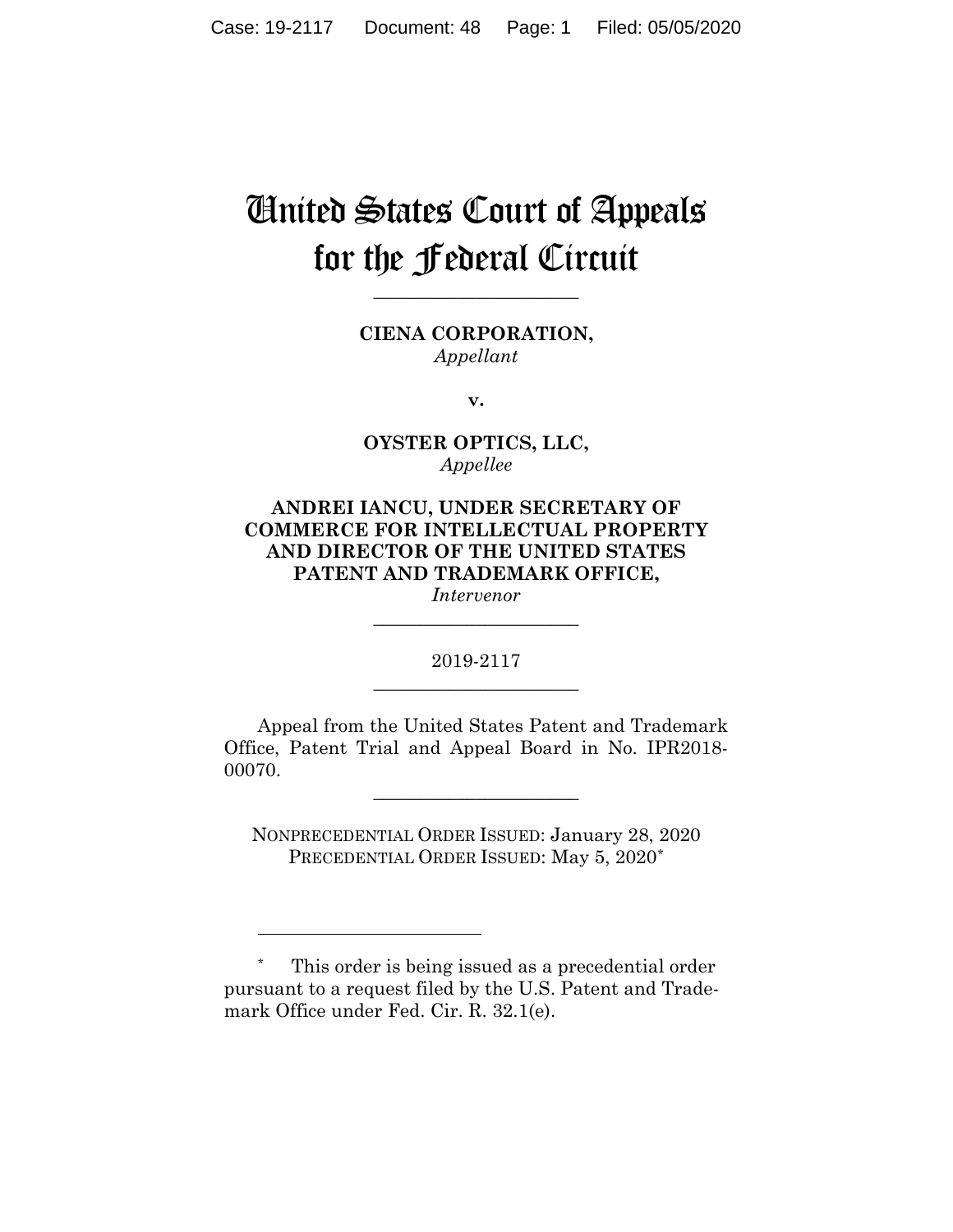# United States Court of Appeals for the Federal Circuit

---

**CIENA CORPORATION,**
*Appellant*

**v.**

**OYSTER OPTICS, LLC,**
*Appellee*

**ANDREI IANCU, UNDER SECRETARY OF COMMERCE FOR INTELLECTUAL PROPERTY AND DIRECTOR OF THE UNITED STATES PATENT AND TRADEMARK OFFICE,**
*Intervenor*

---

2019-2117

---

Appeal from the United States Patent and Trademark Office, Patent Trial and Appeal Board in No. IPR2018-00070.

---

NONPRECEDENTIAL ORDER ISSUED: January 28, 2020
PRECEDENTIAL ORDER ISSUED: May 5, 2020*

---

* This order is being issued as a precedential order pursuant to a request filed by the U.S. Patent and Trademark Office under Fed. Cir. R. 32.1(e).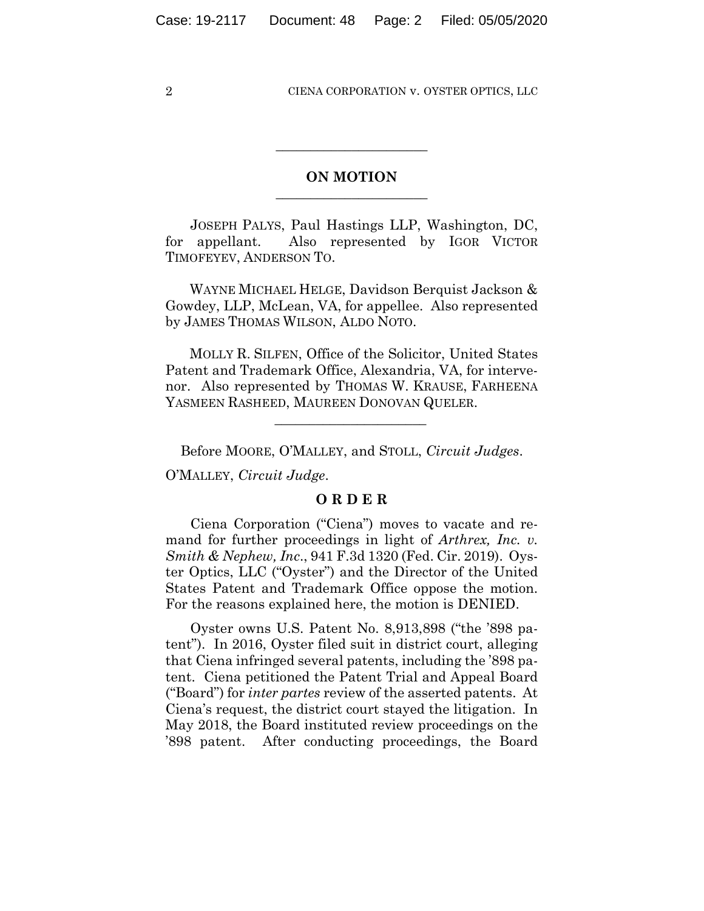## ON MOTION

JOSEPH PALYS, Paul Hastings LLP, Washington, DC, for appellant. Also represented by IGOR VICTOR TIMOFEYEV, ANDERSON TO.

WAYNE MICHAEL HELGE, Davidson Berquist Jackson & Gowdey, LLP, McLean, VA, for appellee. Also represented by JAMES THOMAS WILSON, ALDO NOTO.

MOLLY R. SILFEN, Office of the Solicitor, United States Patent and Trademark Office, Alexandria, VA, for intervenor. Also represented by THOMAS W. KRAUSE, FARHEENA YASMEEN RASHEED, MAUREEN DONOVAN QUELER.

Before MOORE, O'MALLEY, and STOLL, *Circuit Judges*.

O'MALLEY, *Circuit Judge*.

## O R D E R

Ciena Corporation ("Ciena") moves to vacate and remand for further proceedings in light of *Arthrex, Inc. v. Smith & Nephew, Inc*., 941 F.3d 1320 (Fed. Cir. 2019). Oyster Optics, LLC ("Oyster") and the Director of the United States Patent and Trademark Office oppose the motion. For the reasons explained here, the motion is DENIED.

Oyster owns U.S. Patent No. 8,913,898 ("the '898 patent"). In 2016, Oyster filed suit in district court, alleging that Ciena infringed several patents, including the '898 patent. Ciena petitioned the Patent Trial and Appeal Board ("Board") for *inter partes* review of the asserted patents. At Ciena's request, the district court stayed the litigation. In May 2018, the Board instituted review proceedings on the '898 patent. After conducting proceedings, the Board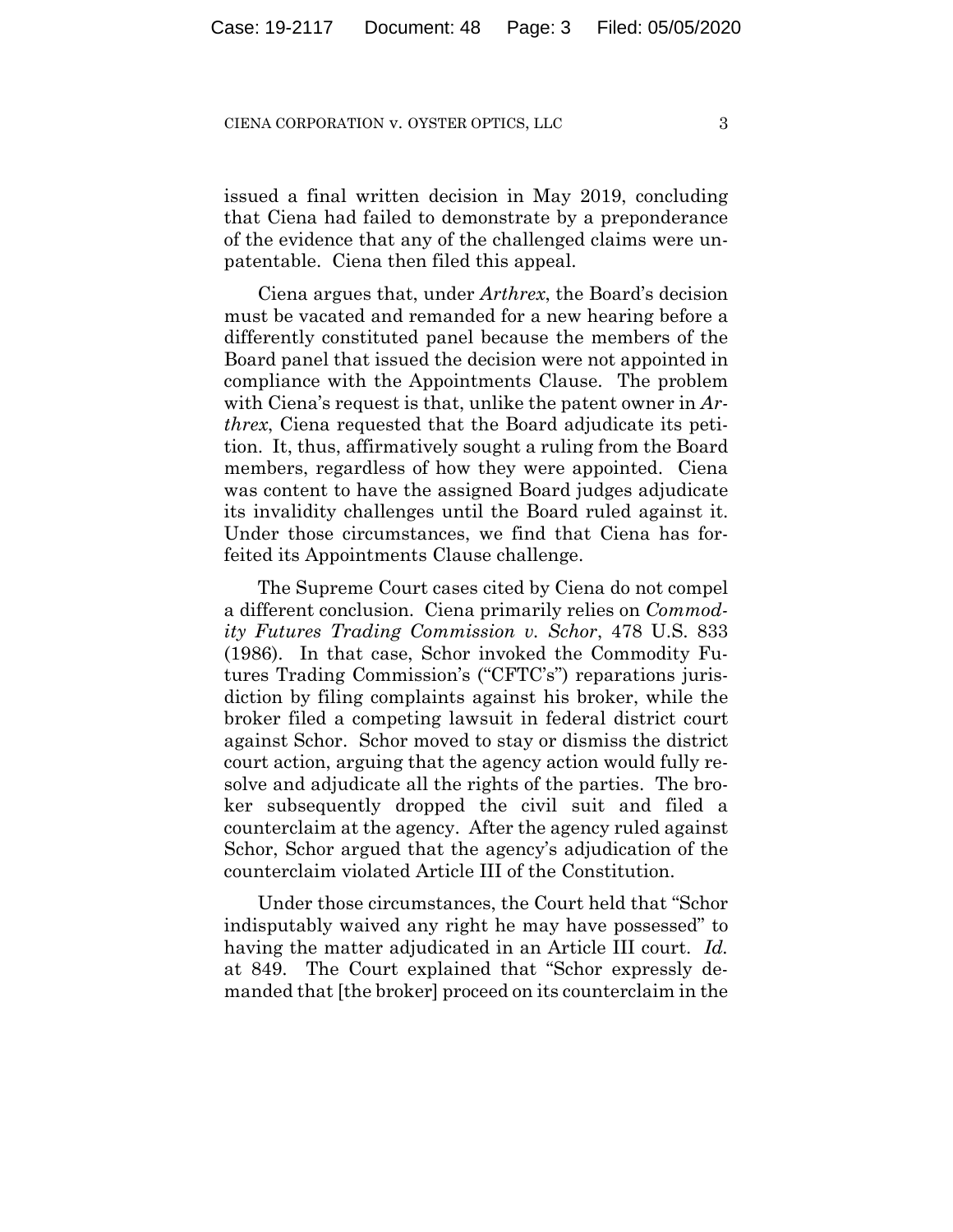issued a final written decision in May 2019, concluding that Ciena had failed to demonstrate by a preponderance of the evidence that any of the challenged claims were unpatentable. Ciena then filed this appeal.

Ciena argues that, under *Arthrex*, the Board's decision must be vacated and remanded for a new hearing before a differently constituted panel because the members of the Board panel that issued the decision were not appointed in compliance with the Appointments Clause. The problem with Ciena's request is that, unlike the patent owner in *Arthrex*, Ciena requested that the Board adjudicate its petition. It, thus, affirmatively sought a ruling from the Board members, regardless of how they were appointed. Ciena was content to have the assigned Board judges adjudicate its invalidity challenges until the Board ruled against it. Under those circumstances, we find that Ciena has forfeited its Appointments Clause challenge.

The Supreme Court cases cited by Ciena do not compel a different conclusion. Ciena primarily relies on *Commodity Futures Trading Commission v. Schor*, 478 U.S. 833 (1986). In that case, Schor invoked the Commodity Futures Trading Commission's ("CFTC's") reparations jurisdiction by filing complaints against his broker, while the broker filed a competing lawsuit in federal district court against Schor. Schor moved to stay or dismiss the district court action, arguing that the agency action would fully resolve and adjudicate all the rights of the parties. The broker subsequently dropped the civil suit and filed a counterclaim at the agency. After the agency ruled against Schor, Schor argued that the agency's adjudication of the counterclaim violated Article III of the Constitution.

Under those circumstances, the Court held that "Schor indisputably waived any right he may have possessed" to having the matter adjudicated in an Article III court. *Id.* at 849. The Court explained that "Schor expressly demanded that [the broker] proceed on its counterclaim in the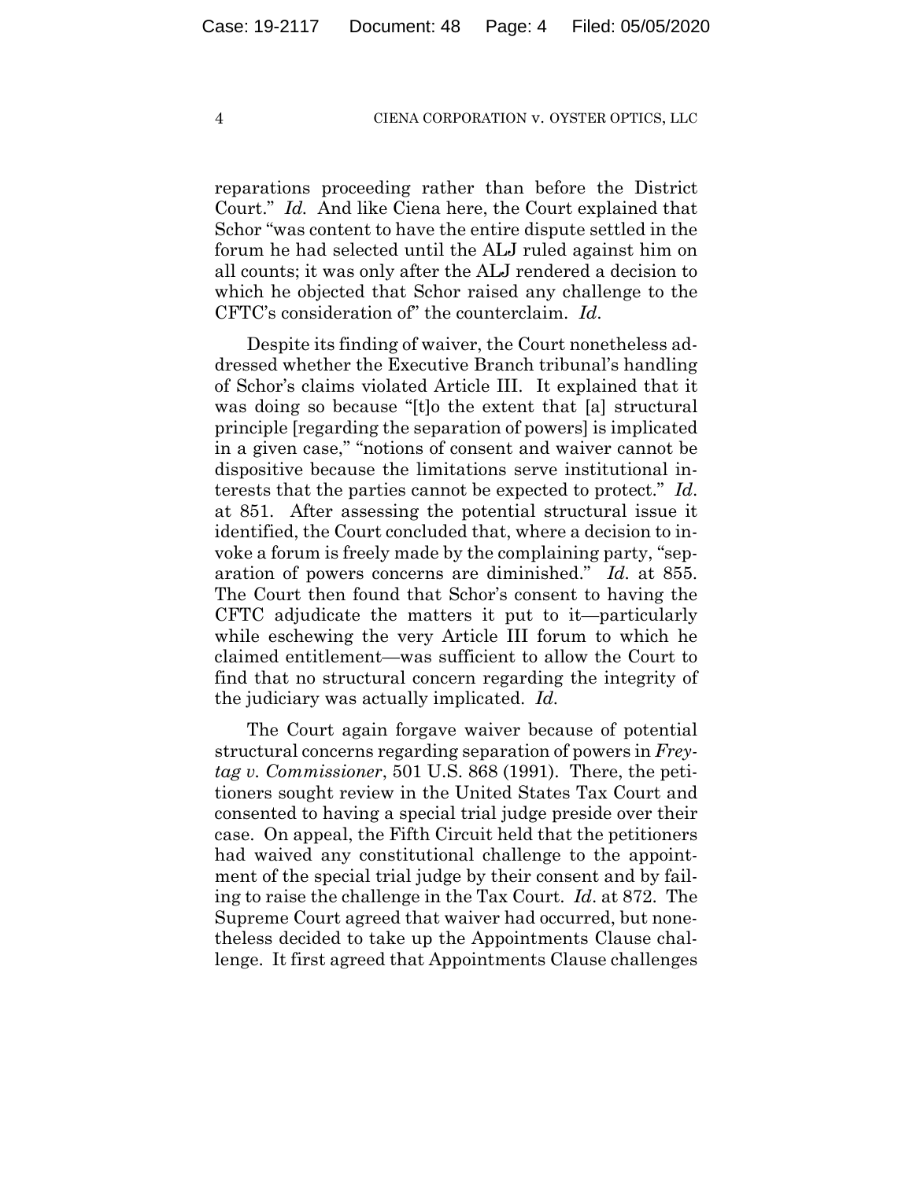reparations proceeding rather than before the District Court." *Id.* And like Ciena here, the Court explained that Schor "was content to have the entire dispute settled in the forum he had selected until the ALJ ruled against him on all counts; it was only after the ALJ rendered a decision to which he objected that Schor raised any challenge to the CFTC's consideration of" the counterclaim. *Id.*

Despite its finding of waiver, the Court nonetheless addressed whether the Executive Branch tribunal's handling of Schor's claims violated Article III. It explained that it was doing so because "[t]o the extent that [a] structural principle [regarding the separation of powers] is implicated in a given case," "notions of consent and waiver cannot be dispositive because the limitations serve institutional interests that the parties cannot be expected to protect." *Id.* at 851. After assessing the potential structural issue it identified, the Court concluded that, where a decision to invoke a forum is freely made by the complaining party, "separation of powers concerns are diminished." *Id.* at 855. The Court then found that Schor's consent to having the CFTC adjudicate the matters it put to it—particularly while eschewing the very Article III forum to which he claimed entitlement—was sufficient to allow the Court to find that no structural concern regarding the integrity of the judiciary was actually implicated. *Id.*

The Court again forgave waiver because of potential structural concerns regarding separation of powers in *Freytag v. Commissioner*, 501 U.S. 868 (1991). There, the petitioners sought review in the United States Tax Court and consented to having a special trial judge preside over their case. On appeal, the Fifth Circuit held that the petitioners had waived any constitutional challenge to the appointment of the special trial judge by their consent and by failing to raise the challenge in the Tax Court. *Id*. at 872. The Supreme Court agreed that waiver had occurred, but nonetheless decided to take up the Appointments Clause challenge. It first agreed that Appointments Clause challenges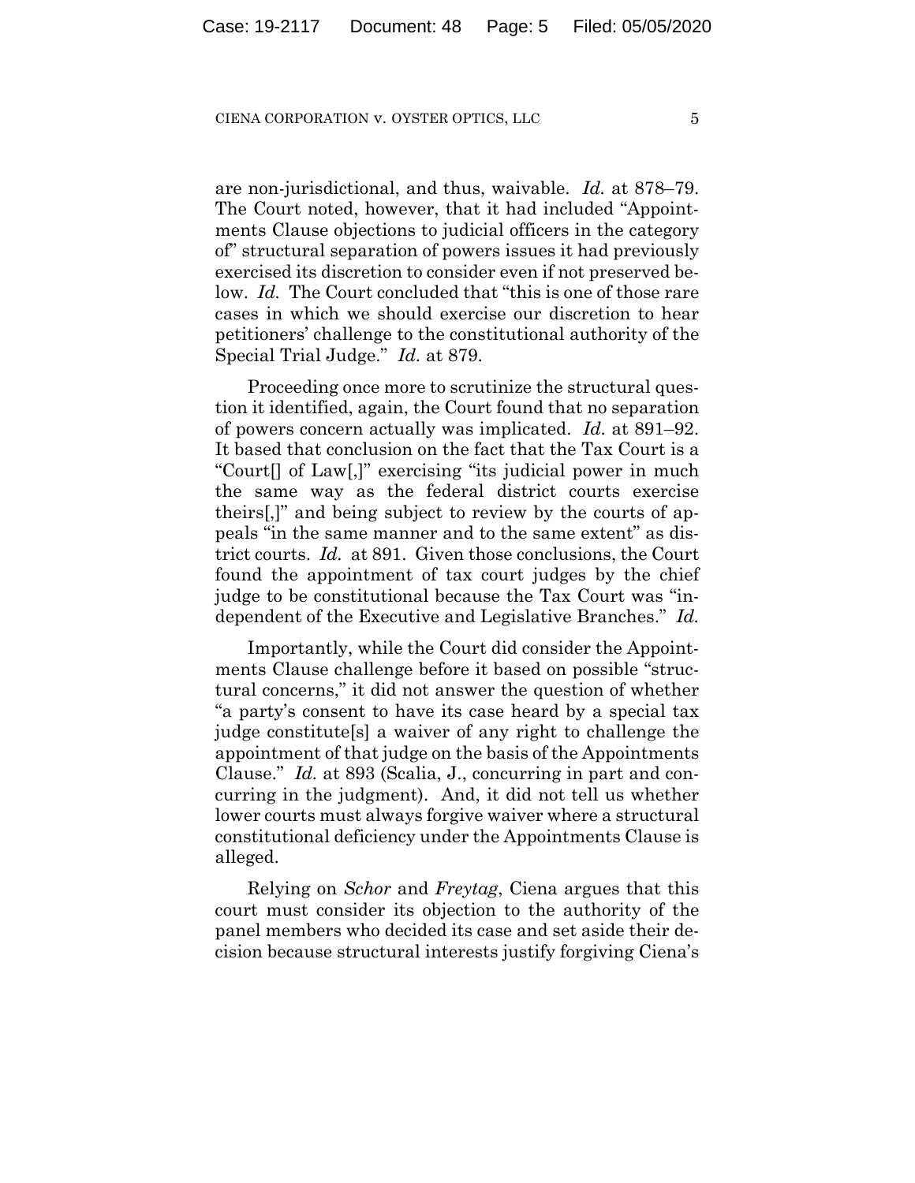are non-jurisdictional, and thus, waivable. *Id.* at 878–79. The Court noted, however, that it had included "Appointments Clause objections to judicial officers in the category of" structural separation of powers issues it had previously exercised its discretion to consider even if not preserved below. *Id.* The Court concluded that "this is one of those rare cases in which we should exercise our discretion to hear petitioners' challenge to the constitutional authority of the Special Trial Judge." *Id.* at 879.

Proceeding once more to scrutinize the structural question it identified, again, the Court found that no separation of powers concern actually was implicated. *Id.* at 891–92. It based that conclusion on the fact that the Tax Court is a "Court[] of Law[,]" exercising "its judicial power in much the same way as the federal district courts exercise theirs[,]" and being subject to review by the courts of appeals "in the same manner and to the same extent" as district courts. *Id.* at 891. Given those conclusions, the Court found the appointment of tax court judges by the chief judge to be constitutional because the Tax Court was "independent of the Executive and Legislative Branches." *Id.*

Importantly, while the Court did consider the Appointments Clause challenge before it based on possible "structural concerns," it did not answer the question of whether "a party's consent to have its case heard by a special tax judge constitute[s] a waiver of any right to challenge the appointment of that judge on the basis of the Appointments Clause." *Id.* at 893 (Scalia, J., concurring in part and concurring in the judgment). And, it did not tell us whether lower courts must always forgive waiver where a structural constitutional deficiency under the Appointments Clause is alleged.

Relying on *Schor* and *Freytag*, Ciena argues that this court must consider its objection to the authority of the panel members who decided its case and set aside their decision because structural interests justify forgiving Ciena's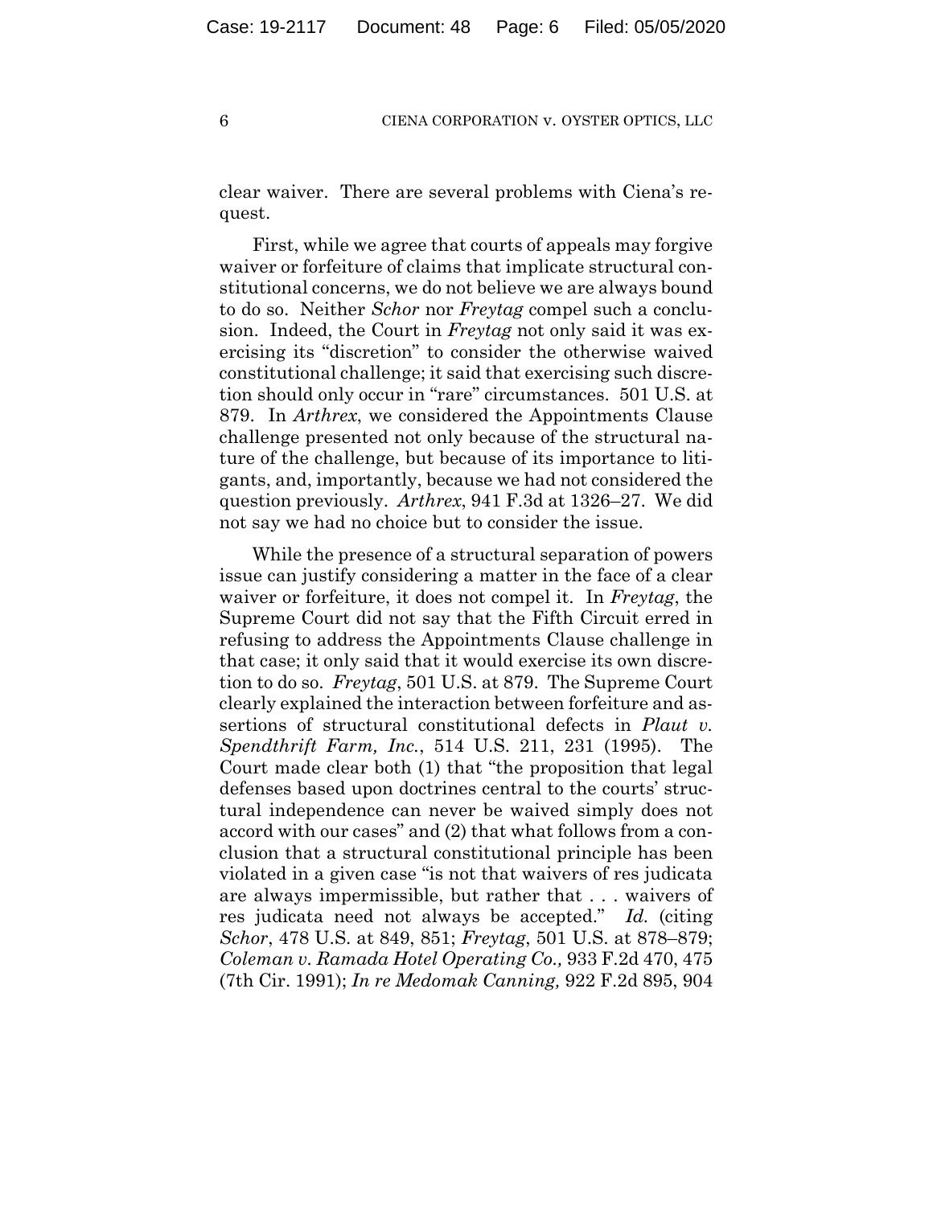clear waiver. There are several problems with Ciena's request.

First, while we agree that courts of appeals may forgive waiver or forfeiture of claims that implicate structural constitutional concerns, we do not believe we are always bound to do so. Neither *Schor* nor *Freytag* compel such a conclusion. Indeed, the Court in *Freytag* not only said it was exercising its "discretion" to consider the otherwise waived constitutional challenge; it said that exercising such discretion should only occur in "rare" circumstances. 501 U.S. at 879. In *Arthrex*, we considered the Appointments Clause challenge presented not only because of the structural nature of the challenge, but because of its importance to litigants, and, importantly, because we had not considered the question previously. *Arthrex*, 941 F.3d at 1326–27. We did not say we had no choice but to consider the issue.

While the presence of a structural separation of powers issue can justify considering a matter in the face of a clear waiver or forfeiture, it does not compel it. In *Freytag*, the Supreme Court did not say that the Fifth Circuit erred in refusing to address the Appointments Clause challenge in that case; it only said that it would exercise its own discretion to do so. *Freytag*, 501 U.S. at 879. The Supreme Court clearly explained the interaction between forfeiture and assertions of structural constitutional defects in *Plaut v. Spendthrift Farm, Inc.*, 514 U.S. 211, 231 (1995). The Court made clear both (1) that "the proposition that legal defenses based upon doctrines central to the courts' structural independence can never be waived simply does not accord with our cases" and (2) that what follows from a conclusion that a structural constitutional principle has been violated in a given case "is not that waivers of res judicata are always impermissible, but rather that . . . waivers of res judicata need not always be accepted." *Id.* (citing *Schor*, 478 U.S. at 849, 851; *Freytag*, 501 U.S. at 878–879; *Coleman v. Ramada Hotel Operating Co.,* 933 F.2d 470, 475 (7th Cir. 1991); *In re Medomak Canning,* 922 F.2d 895, 904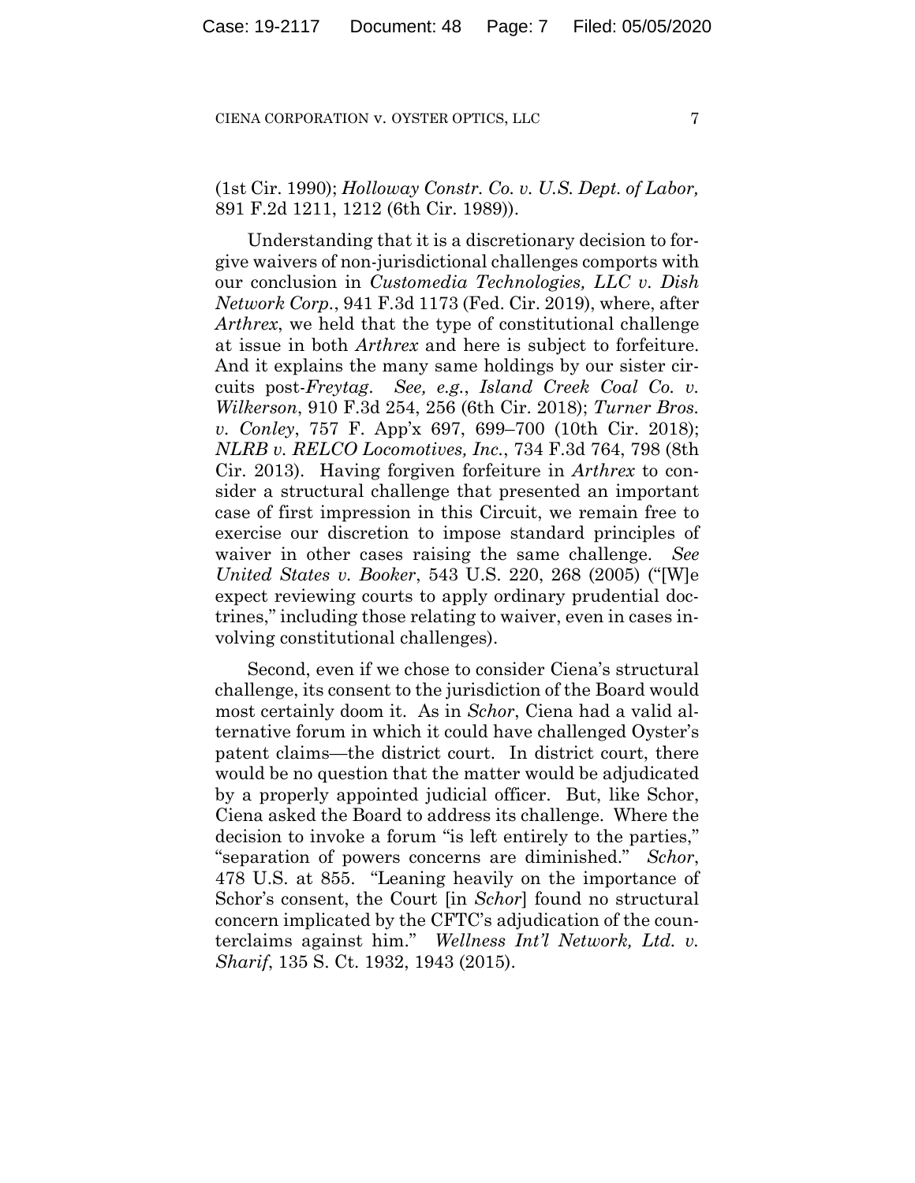(1st Cir. 1990); *Holloway Constr. Co. v. U.S. Dept. of Labor,* 891 F.2d 1211, 1212 (6th Cir. 1989)).

Understanding that it is a discretionary decision to forgive waivers of non-jurisdictional challenges comports with our conclusion in *Customedia Technologies, LLC v. Dish Network Corp.*, 941 F.3d 1173 (Fed. Cir. 2019), where, after *Arthrex*, we held that the type of constitutional challenge at issue in both *Arthrex* and here is subject to forfeiture. And it explains the many same holdings by our sister circuits post-*Freytag*. *See, e.g.*, *Island Creek Coal Co. v. Wilkerson*, 910 F.3d 254, 256 (6th Cir. 2018); *Turner Bros. v. Conley*, 757 F. App'x 697, 699–700 (10th Cir. 2018); *NLRB v. RELCO Locomotives, Inc.*, 734 F.3d 764, 798 (8th Cir. 2013). Having forgiven forfeiture in *Arthrex* to consider a structural challenge that presented an important case of first impression in this Circuit, we remain free to exercise our discretion to impose standard principles of waiver in other cases raising the same challenge. *See United States v. Booker*, 543 U.S. 220, 268 (2005) ("[W]e expect reviewing courts to apply ordinary prudential doctrines," including those relating to waiver, even in cases involving constitutional challenges).

Second, even if we chose to consider Ciena's structural challenge, its consent to the jurisdiction of the Board would most certainly doom it. As in *Schor*, Ciena had a valid alternative forum in which it could have challenged Oyster's patent claims—the district court. In district court, there would be no question that the matter would be adjudicated by a properly appointed judicial officer. But, like Schor, Ciena asked the Board to address its challenge. Where the decision to invoke a forum "is left entirely to the parties," "separation of powers concerns are diminished." *Schor*, 478 U.S. at 855. "Leaning heavily on the importance of Schor's consent, the Court [in *Schor*] found no structural concern implicated by the CFTC's adjudication of the counterclaims against him." *Wellness Int'l Network, Ltd. v. Sharif*, 135 S. Ct. 1932, 1943 (2015).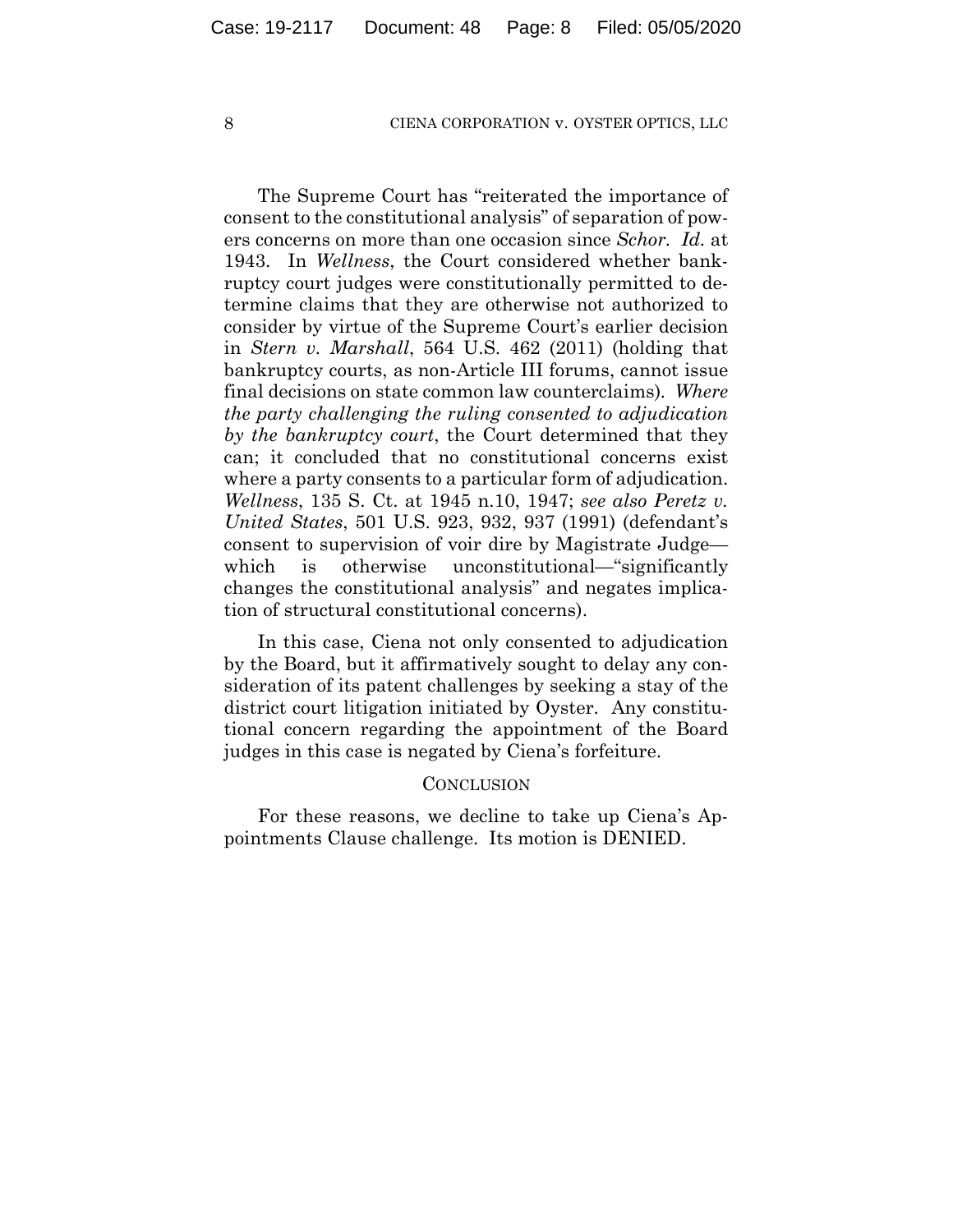The Supreme Court has "reiterated the importance of consent to the constitutional analysis" of separation of powers concerns on more than one occasion since *Schor*. *Id.* at 1943. In *Wellness*, the Court considered whether bankruptcy court judges were constitutionally permitted to determine claims that they are otherwise not authorized to consider by virtue of the Supreme Court's earlier decision in *Stern v. Marshall*, 564 U.S. 462 (2011) (holding that bankruptcy courts, as non-Article III forums, cannot issue final decisions on state common law counterclaims). *Where the party challenging the ruling consented to adjudication by the bankruptcy court*, the Court determined that they can; it concluded that no constitutional concerns exist where a party consents to a particular form of adjudication. *Wellness*, 135 S. Ct. at 1945 n.10, 1947; *see also Peretz v. United States*, 501 U.S. 923, 932, 937 (1991) (defendant's consent to supervision of voir dire by Magistrate Judge—which is otherwise unconstitutional—"significantly changes the constitutional analysis" and negates implication of structural constitutional concerns).

In this case, Ciena not only consented to adjudication by the Board, but it affirmatively sought to delay any consideration of its patent challenges by seeking a stay of the district court litigation initiated by Oyster. Any constitutional concern regarding the appointment of the Board judges in this case is negated by Ciena's forfeiture.

## CONCLUSION

For these reasons, we decline to take up Ciena's Appointments Clause challenge. Its motion is DENIED.